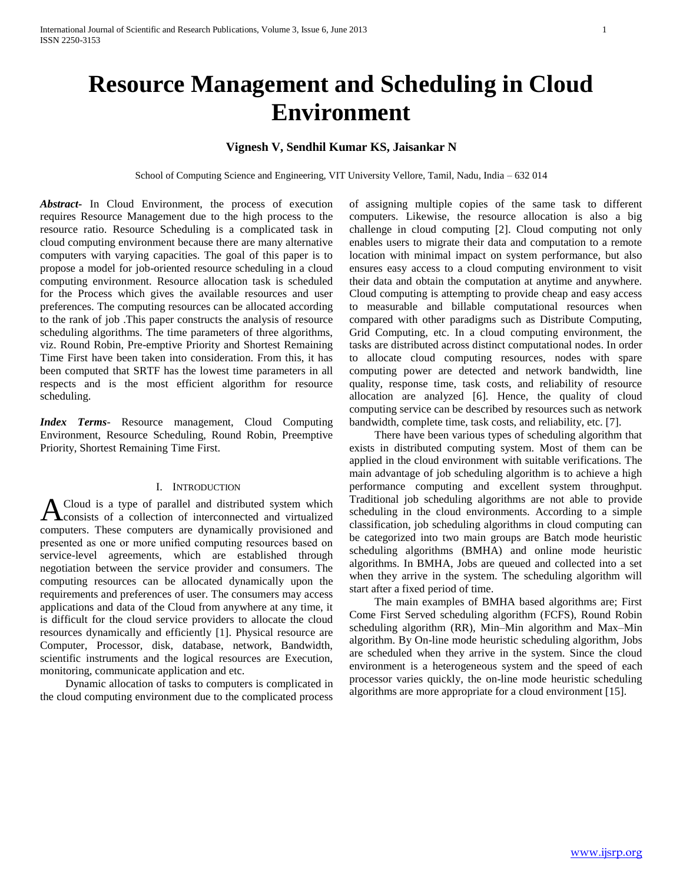# Resource Management and Scheduling in Cloud Environment

**Vignesh V, Sendhil Kumar KS, Jaisankar N**

School of Computing Science and Engineering, VIT University Vellore, Tamil, Nadu, India – 632 014

***Abstract-*** In Cloud Environment, the process of execution requires Resource Management due to the high process to the resource ratio. Resource Scheduling is a complicated task in cloud computing environment because there are many alternative computers with varying capacities. The goal of this paper is to propose a model for job-oriented resource scheduling in a cloud computing environment. Resource allocation task is scheduled for the Process which gives the available resources and user preferences. The computing resources can be allocated according to the rank of job .This paper constructs the analysis of resource scheduling algorithms. The time parameters of three algorithms, viz. Round Robin, Pre-emptive Priority and Shortest Remaining Time First have been taken into consideration. From this, it has been computed that SRTF has the lowest time parameters in all respects and is the most efficient algorithm for resource scheduling.

***Index Terms-*** Resource management, Cloud Computing Environment, Resource Scheduling, Round Robin, Preemptive Priority, Shortest Remaining Time First.

## I. Introduction

A Cloud is a type of parallel and distributed system which consists of a collection of interconnected and virtualized computers. These computers are dynamically provisioned and presented as one or more unified computing resources based on service-level agreements, which are established through negotiation between the service provider and consumers. The computing resources can be allocated dynamically upon the requirements and preferences of user. The consumers may access applications and data of the Cloud from anywhere at any time, it is difficult for the cloud service providers to allocate the cloud resources dynamically and efficiently [1]. Physical resource are Computer, Processor, disk, database, network, Bandwidth, scientific instruments and the logical resources are Execution, monitoring, communicate application and etc.

Dynamic allocation of tasks to computers is complicated in the cloud computing environment due to the complicated process of assigning multiple copies of the same task to different computers. Likewise, the resource allocation is also a big challenge in cloud computing [2]. Cloud computing not only enables users to migrate their data and computation to a remote location with minimal impact on system performance, but also ensures easy access to a cloud computing environment to visit their data and obtain the computation at anytime and anywhere. Cloud computing is attempting to provide cheap and easy access to measurable and billable computational resources when compared with other paradigms such as Distribute Computing, Grid Computing, etc. In a cloud computing environment, the tasks are distributed across distinct computational nodes. In order to allocate cloud computing resources, nodes with spare computing power are detected and network bandwidth, line quality, response time, task costs, and reliability of resource allocation are analyzed [6]. Hence, the quality of cloud computing service can be described by resources such as network bandwidth, complete time, task costs, and reliability, etc. [7].

There have been various types of scheduling algorithm that exists in distributed computing system. Most of them can be applied in the cloud environment with suitable verifications. The main advantage of job scheduling algorithm is to achieve a high performance computing and excellent system throughput. Traditional job scheduling algorithms are not able to provide scheduling in the cloud environments. According to a simple classification, job scheduling algorithms in cloud computing can be categorized into two main groups are Batch mode heuristic scheduling algorithms (BMHA) and online mode heuristic algorithms. In BMHA, Jobs are queued and collected into a set when they arrive in the system. The scheduling algorithm will start after a fixed period of time.

The main examples of BMHA based algorithms are; First Come First Served scheduling algorithm (FCFS), Round Robin scheduling algorithm (RR), Min–Min algorithm and Max–Min algorithm. By On-line mode heuristic scheduling algorithm, Jobs are scheduled when they arrive in the system. Since the cloud environment is a heterogeneous system and the speed of each processor varies quickly, the on-line mode heuristic scheduling algorithms are more appropriate for a cloud environment [15].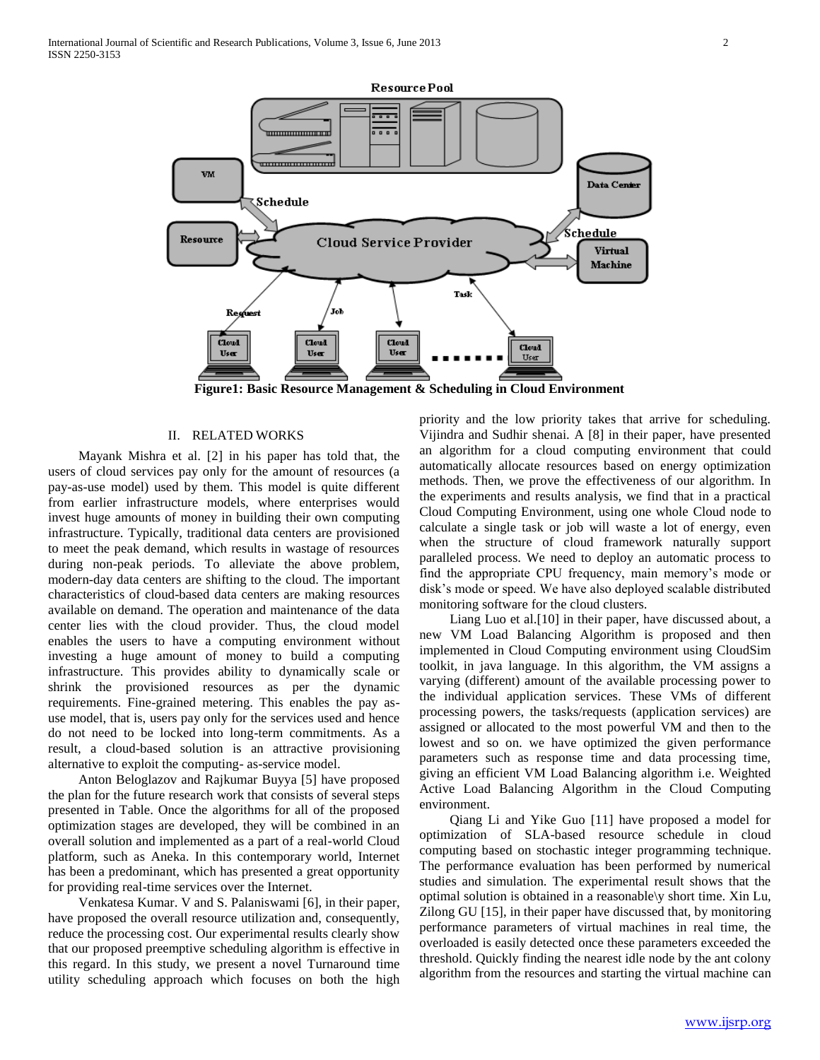**Figure1: Basic Resource Management & Scheduling in Cloud Environment**

## II. RELATED WORKS

Mayank Mishra et al. [2] in his paper has told that, the users of cloud services pay only for the amount of resources (a pay-as-use model) used by them. This model is quite different from earlier infrastructure models, where enterprises would invest huge amounts of money in building their own computing infrastructure. Typically, traditional data centers are provisioned to meet the peak demand, which results in wastage of resources during non-peak periods. To alleviate the above problem, modern-day data centers are shifting to the cloud. The important characteristics of cloud-based data centers are making resources available on demand. The operation and maintenance of the data center lies with the cloud provider. Thus, the cloud model enables the users to have a computing environment without investing a huge amount of money to build a computing infrastructure. This provides ability to dynamically scale or shrink the provisioned resources as per the dynamic requirements. Fine-grained metering. This enables the pay as-use model, that is, users pay only for the services used and hence do not need to be locked into long-term commitments. As a result, a cloud-based solution is an attractive provisioning alternative to exploit the computing- as-service model.

Anton Beloglazov and Rajkumar Buyya [5] have proposed the plan for the future research work that consists of several steps presented in Table. Once the algorithms for all of the proposed optimization stages are developed, they will be combined in an overall solution and implemented as a part of a real-world Cloud platform, such as Aneka. In this contemporary world, Internet has been a predominant, which has presented a great opportunity for providing real-time services over the Internet.

Venkatesa Kumar. V and S. Palaniswami [6], in their paper, have proposed the overall resource utilization and, consequently, reduce the processing cost. Our experimental results clearly show that our proposed preemptive scheduling algorithm is effective in this regard. In this study, we present a novel Turnaround time utility scheduling approach which focuses on both the high priority and the low priority takes that arrive for scheduling. Vijindra and Sudhir shenai. A [8] in their paper, have presented an algorithm for a cloud computing environment that could automatically allocate resources based on energy optimization methods. Then, we prove the effectiveness of our algorithm. In the experiments and results analysis, we find that in a practical Cloud Computing Environment, using one whole Cloud node to calculate a single task or job will waste a lot of energy, even when the structure of cloud framework naturally support paralleled process. We need to deploy an automatic process to find the appropriate CPU frequency, main memory's mode or disk's mode or speed. We have also deployed scalable distributed monitoring software for the cloud clusters.

Liang Luo et al.[10] in their paper, have discussed about, a new VM Load Balancing Algorithm is proposed and then implemented in Cloud Computing environment using CloudSim toolkit, in java language. In this algorithm, the VM assigns a varying (different) amount of the available processing power to the individual application services. These VMs of different processing powers, the tasks/requests (application services) are assigned or allocated to the most powerful VM and then to the lowest and so on. we have optimized the given performance parameters such as response time and data processing time, giving an efficient VM Load Balancing algorithm i.e. Weighted Active Load Balancing Algorithm in the Cloud Computing environment.

Qiang Li and Yike Guo [11] have proposed a model for optimization of SLA-based resource schedule in cloud computing based on stochastic integer programming technique. The performance evaluation has been performed by numerical studies and simulation. The experimental result shows that the optimal solution is obtained in a reasonable\y short time. Xin Lu, Zilong GU [15], in their paper have discussed that, by monitoring performance parameters of virtual machines in real time, the overloaded is easily detected once these parameters exceeded the threshold. Quickly finding the nearest idle node by the ant colony algorithm from the resources and starting the virtual machine can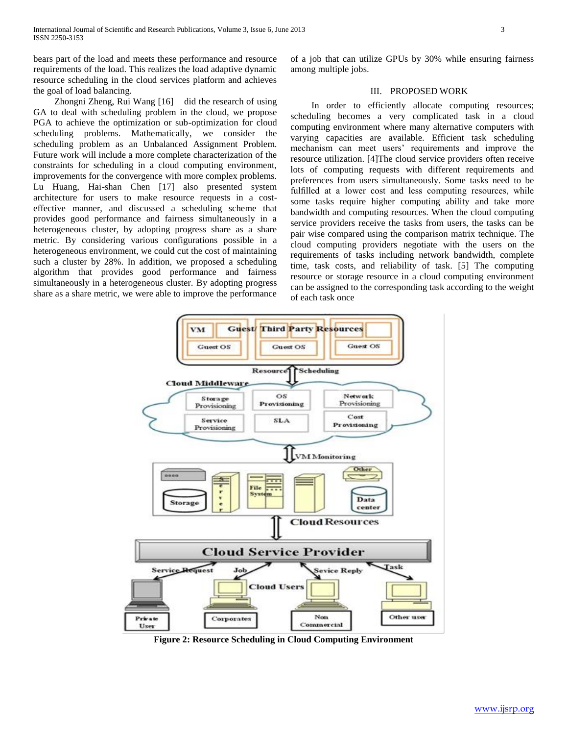bears part of the load and meets these performance and resource requirements of the load. This realizes the load adaptive dynamic resource scheduling in the cloud services platform and achieves the goal of load balancing.

Zhongni Zheng, Rui Wang [16] did the research of using GA to deal with scheduling problem in the cloud, we propose PGA to achieve the optimization or sub-optimization for cloud scheduling problems. Mathematically, we consider the scheduling problem as an Unbalanced Assignment Problem. Future work will include a more complete characterization of the constraints for scheduling in a cloud computing environment, improvements for the convergence with more complex problems. Lu Huang, Hai-shan Chen [17] also presented system architecture for users to make resource requests in a cost-effective manner, and discussed a scheduling scheme that provides good performance and fairness simultaneously in a heterogeneous cluster, by adopting progress share as a share metric. By considering various configurations possible in a heterogeneous environment, we could cut the cost of maintaining such a cluster by 28%. In addition, we proposed a scheduling algorithm that provides good performance and fairness simultaneously in a heterogeneous cluster. By adopting progress share as a share metric, we were able to improve the performance of a job that can utilize GPUs by 30% while ensuring fairness among multiple jobs.

## III. PROPOSED WORK

In order to efficiently allocate computing resources; scheduling becomes a very complicated task in a cloud computing environment where many alternative computers with varying capacities are available. Efficient task scheduling mechanism can meet users' requirements and improve the resource utilization. [4]The cloud service providers often receive lots of computing requests with different requirements and preferences from users simultaneously. Some tasks need to be fulfilled at a lower cost and less computing resources, while some tasks require higher computing ability and take more bandwidth and computing resources. When the cloud computing service providers receive the tasks from users, the tasks can be pair wise compared using the comparison matrix technique. The cloud computing providers negotiate with the users on the requirements of tasks including network bandwidth, complete time, task costs, and reliability of task. [5] The computing resource or storage resource in a cloud computing environment can be assigned to the corresponding task according to the weight of each task once

**Figure 2: Resource Scheduling in Cloud Computing Environment**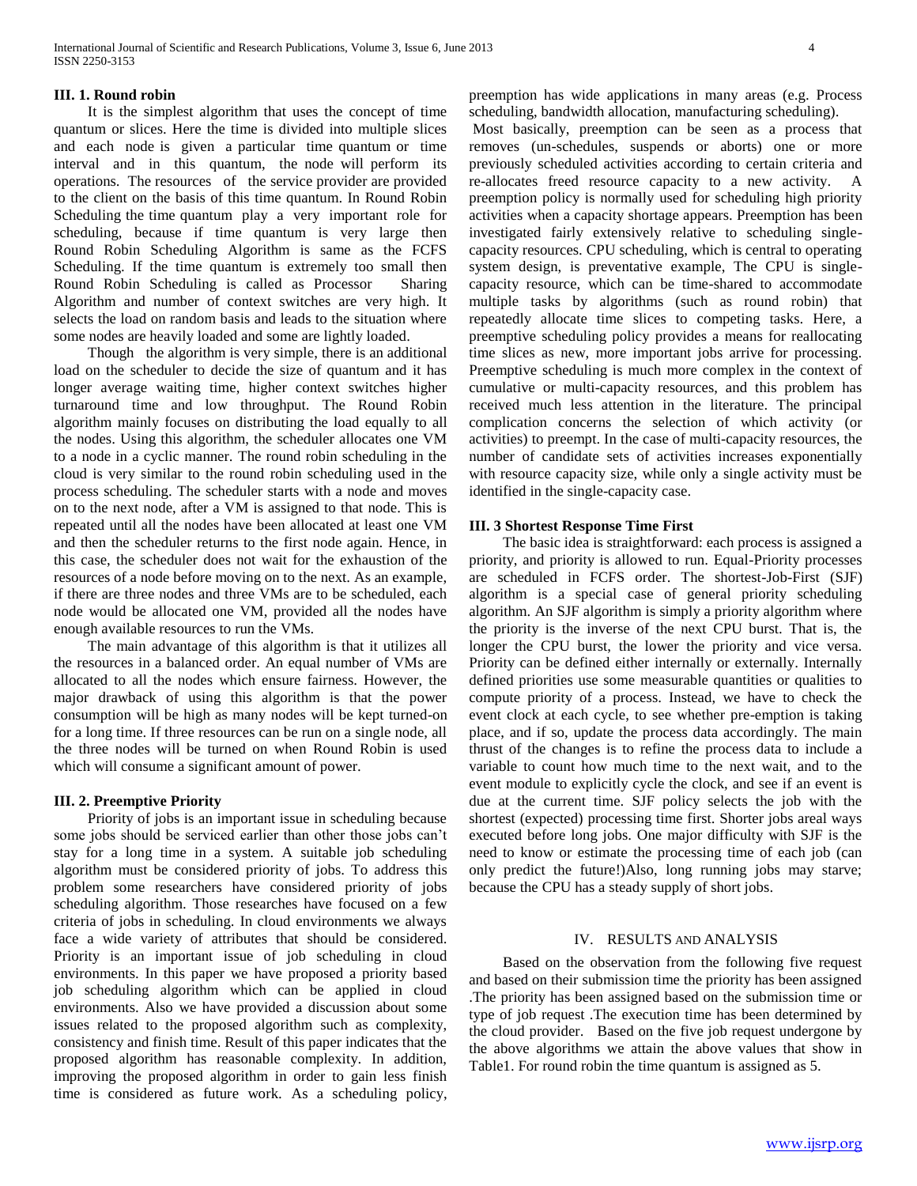### III. 1. Round robin

It is the simplest algorithm that uses the concept of time quantum or slices. Here the time is divided into multiple slices and each node is given a particular time quantum or time interval and in this quantum, the node will perform its operations. The resources of the service provider are provided to the client on the basis of this time quantum. In Round Robin Scheduling the time quantum play a very important role for scheduling, because if time quantum is very large then Round Robin Scheduling Algorithm is same as the FCFS Scheduling. If the time quantum is extremely too small then Round Robin Scheduling is called as Processor Sharing Algorithm and number of context switches are very high. It selects the load on random basis and leads to the situation where some nodes are heavily loaded and some are lightly loaded.

Though the algorithm is very simple, there is an additional load on the scheduler to decide the size of quantum and it has longer average waiting time, higher context switches higher turnaround time and low throughput. The Round Robin algorithm mainly focuses on distributing the load equally to all the nodes. Using this algorithm, the scheduler allocates one VM to a node in a cyclic manner. The round robin scheduling in the cloud is very similar to the round robin scheduling used in the process scheduling. The scheduler starts with a node and moves on to the next node, after a VM is assigned to that node. This is repeated until all the nodes have been allocated at least one VM and then the scheduler returns to the first node again. Hence, in this case, the scheduler does not wait for the exhaustion of the resources of a node before moving on to the next. As an example, if there are three nodes and three VMs are to be scheduled, each node would be allocated one VM, provided all the nodes have enough available resources to run the VMs.

The main advantage of this algorithm is that it utilizes all the resources in a balanced order. An equal number of VMs are allocated to all the nodes which ensure fairness. However, the major drawback of using this algorithm is that the power consumption will be high as many nodes will be kept turned-on for a long time. If three resources can be run on a single node, all the three nodes will be turned on when Round Robin is used which will consume a significant amount of power.

### III. 2. Preemptive Priority

Priority of jobs is an important issue in scheduling because some jobs should be serviced earlier than other those jobs can't stay for a long time in a system. A suitable job scheduling algorithm must be considered priority of jobs. To address this problem some researchers have considered priority of jobs scheduling algorithm. Those researches have focused on a few criteria of jobs in scheduling. In cloud environments we always face a wide variety of attributes that should be considered. Priority is an important issue of job scheduling in cloud environments. In this paper we have proposed a priority based job scheduling algorithm which can be applied in cloud environments. Also we have provided a discussion about some issues related to the proposed algorithm such as complexity, consistency and finish time. Result of this paper indicates that the proposed algorithm has reasonable complexity. In addition, improving the proposed algorithm in order to gain less finish time is considered as future work. As a scheduling policy, preemption has wide applications in many areas (e.g. Process scheduling, bandwidth allocation, manufacturing scheduling).

Most basically, preemption can be seen as a process that removes (un-schedules, suspends or aborts) one or more previously scheduled activities according to certain criteria and re-allocates freed resource capacity to a new activity. A preemption policy is normally used for scheduling high priority activities when a capacity shortage appears. Preemption has been investigated fairly extensively relative to scheduling single-capacity resources. CPU scheduling, which is central to operating system design, is preventative example, The CPU is single-capacity resource, which can be time-shared to accommodate multiple tasks by algorithms (such as round robin) that repeatedly allocate time slices to competing tasks. Here, a preemptive scheduling policy provides a means for reallocating time slices as new, more important jobs arrive for processing. Preemptive scheduling is much more complex in the context of cumulative or multi-capacity resources, and this problem has received much less attention in the literature. The principal complication concerns the selection of which activity (or activities) to preempt. In the case of multi-capacity resources, the number of candidate sets of activities increases exponentially with resource capacity size, while only a single activity must be identified in the single-capacity case.

### III. 3 Shortest Response Time First

The basic idea is straightforward: each process is assigned a priority, and priority is allowed to run. Equal-Priority processes are scheduled in FCFS order. The shortest-Job-First (SJF) algorithm is a special case of general priority scheduling algorithm. An SJF algorithm is simply a priority algorithm where the priority is the inverse of the next CPU burst. That is, the longer the CPU burst, the lower the priority and vice versa. Priority can be defined either internally or externally. Internally defined priorities use some measurable quantities or qualities to compute priority of a process. Instead, we have to check the event clock at each cycle, to see whether pre-emption is taking place, and if so, update the process data accordingly. The main thrust of the changes is to refine the process data to include a variable to count how much time to the next wait, and to the event module to explicitly cycle the clock, and see if an event is due at the current time. SJF policy selects the job with the shortest (expected) processing time first. Shorter jobs areal ways executed before long jobs. One major difficulty with SJF is the need to know or estimate the processing time of each job (can only predict the future!)Also, long running jobs may starve; because the CPU has a steady supply of short jobs.

## IV. RESULTS AND ANALYSIS

Based on the observation from the following five request and based on their submission time the priority has been assigned .The priority has been assigned based on the submission time or type of job request .The execution time has been determined by the cloud provider. Based on the five job request undergone by the above algorithms we attain the above values that show in Table1. For round robin the time quantum is assigned as 5.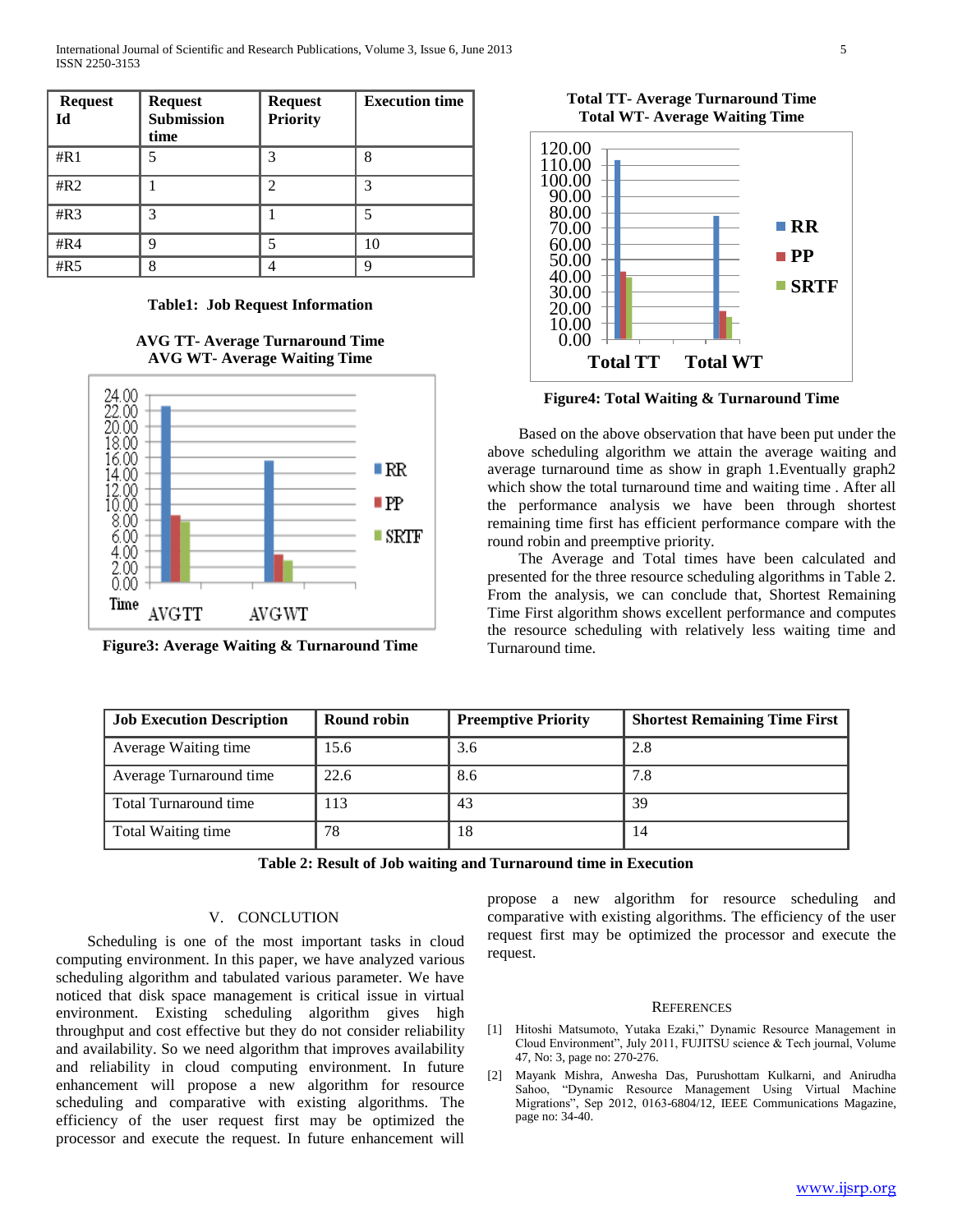| Request Id | Request Submission time | Request Priority | Execution time |
|---|---|---|---|
| #R1 | 5 | 3 | 8 |
| #R2 | 1 | 2 | 3 |
| #R3 | 3 | 1 | 5 |
| #R4 | 9 | 5 | 10 |
| #R5 | 8 | 4 | 9 |

**Table1: Job Request Information**

**AVG TT- Average Turnaround Time**
**AVG WT- Average Waiting Time**

**Figure3: Average Waiting & Turnaround Time**

**Total TT- Average Turnaround Time**
**Total WT- Average Waiting Time**

**Figure4: Total Waiting & Turnaround Time**

Based on the above observation that have been put under the above scheduling algorithm we attain the average waiting and average turnaround time as show in graph 1.Eventually graph2 which show the total turnaround time and waiting time . After all the performance analysis we have been through shortest remaining time first has efficient performance compare with the round robin and preemptive priority.

The Average and Total times have been calculated and presented for the three resource scheduling algorithms in Table 2. From the analysis, we can conclude that, Shortest Remaining Time First algorithm shows excellent performance and computes the resource scheduling with relatively less waiting time and Turnaround time.

| Job Execution Description | Round robin | Preemptive Priority | Shortest Remaining Time First |
|---|---|---|---|
| Average Waiting time | 15.6 | 3.6 | 2.8 |
| Average Turnaround time | 22.6 | 8.6 | 7.8 |
| Total Turnaround time | 113 | 43 | 39 |
| Total Waiting time | 78 | 18 | 14 |

**Table 2: Result of Job waiting and Turnaround time in Execution**

## V. CONCLUTION

Scheduling is one of the most important tasks in cloud computing environment. In this paper, we have analyzed various scheduling algorithm and tabulated various parameter. We have noticed that disk space management is critical issue in virtual environment. Existing scheduling algorithm gives high throughput and cost effective but they do not consider reliability and availability. So we need algorithm that improves availability and reliability in cloud computing environment. In future enhancement will propose a new algorithm for resource scheduling and comparative with existing algorithms. The efficiency of the user request first may be optimized the processor and execute the request. In future enhancement will propose a new algorithm for resource scheduling and comparative with existing algorithms. The efficiency of the user request first may be optimized the processor and execute the request.

## REFERENCES

[1] Hitoshi Matsumoto, Yutaka Ezaki," Dynamic Resource Management in Cloud Environment", July 2011, FUJITSU science & Tech journal, Volume 47, No: 3, page no: 270-276.

[2] Mayank Mishra, Anwesha Das, Purushottam Kulkarni, and Anirudha Sahoo, "Dynamic Resource Management Using Virtual Machine Migrations", Sep 2012, 0163-6804/12, IEEE Communications Magazine, page no: 34-40.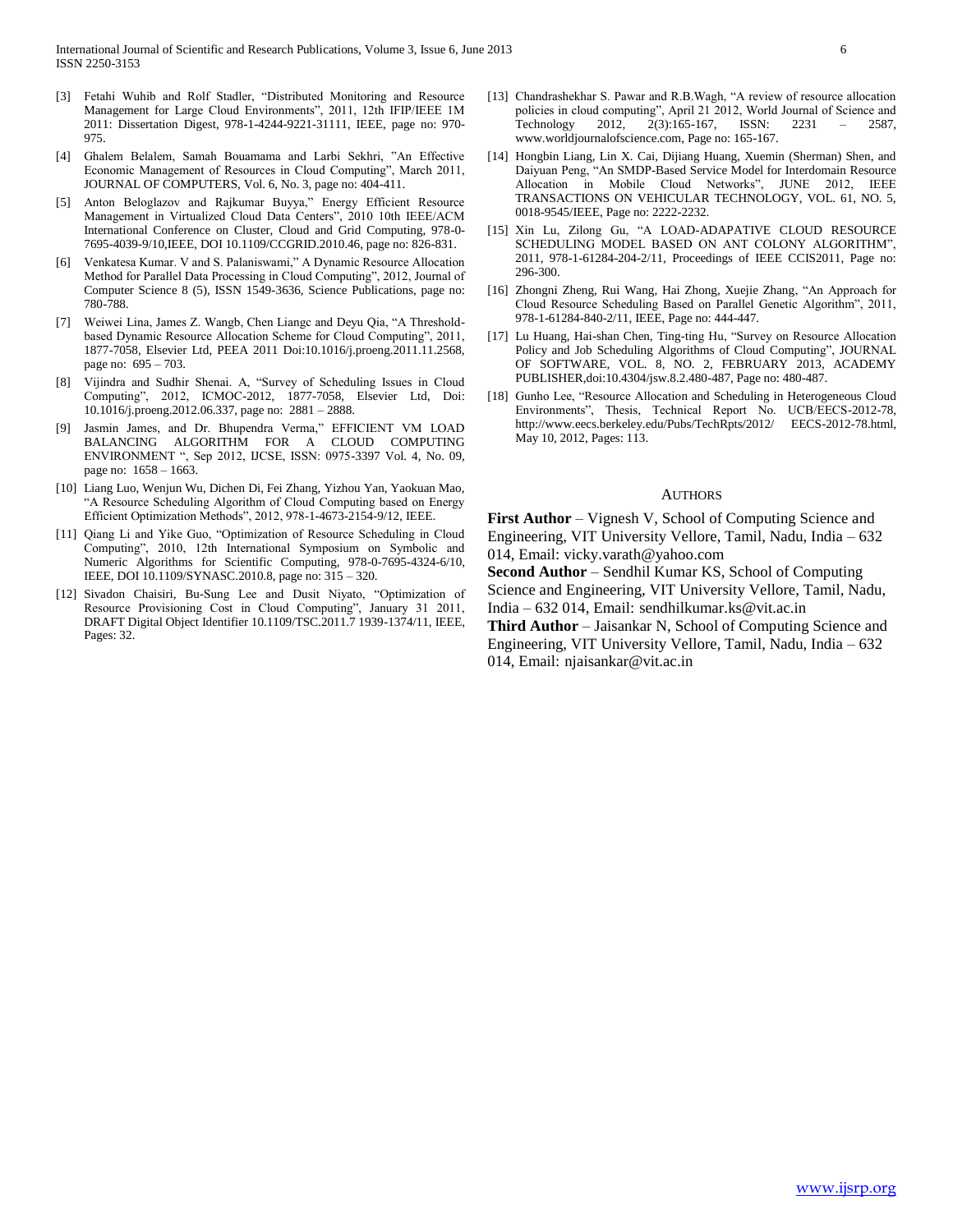[3] Fetahi Wuhib and Rolf Stadler, "Distributed Monitoring and Resource Management for Large Cloud Environments", 2011, 12th IFIP/IEEE 1M 2011: Dissertation Digest, 978-1-4244-9221-31111, IEEE, page no: 970-975.

[4] Ghalem Belalem, Samah Bouamama and Larbi Sekhri, "An Effective Economic Management of Resources in Cloud Computing", March 2011, JOURNAL OF COMPUTERS, Vol. 6, No. 3, page no: 404-411.

[5] Anton Beloglazov and Rajkumar Buyya," Energy Efficient Resource Management in Virtualized Cloud Data Centers", 2010 10th IEEE/ACM International Conference on Cluster, Cloud and Grid Computing, 978-0-7695-4039-9/10,IEEE, DOI 10.1109/CCGRID.2010.46, page no: 826-831.

[6] Venkatesa Kumar. V and S. Palaniswami," A Dynamic Resource Allocation Method for Parallel Data Processing in Cloud Computing", 2012, Journal of Computer Science 8 (5), ISSN 1549-3636, Science Publications, page no: 780-788.

[7] Weiwei Lina, James Z. Wangb, Chen Liangc and Deyu Qia, "A Threshold-based Dynamic Resource Allocation Scheme for Cloud Computing", 2011, 1877-7058, Elsevier Ltd, PEEA 2011 Doi:10.1016/j.proeng.2011.11.2568, page no: 695 – 703.

[8] Vijindra and Sudhir Shenai. A, "Survey of Scheduling Issues in Cloud Computing", 2012, ICMOC-2012, 1877-7058, Elsevier Ltd, Doi: 10.1016/j.proeng.2012.06.337, page no: 2881 – 2888.

[9] Jasmin James, and Dr. Bhupendra Verma," EFFICIENT VM LOAD BALANCING ALGORITHM FOR A CLOUD COMPUTING ENVIRONMENT ", Sep 2012, IJCSE, ISSN: 0975-3397 Vol. 4, No. 09, page no: 1658 – 1663.

[10] Liang Luo, Wenjun Wu, Dichen Di, Fei Zhang, Yizhou Yan, Yaokuan Mao, "A Resource Scheduling Algorithm of Cloud Computing based on Energy Efficient Optimization Methods", 2012, 978-1-4673-2154-9/12, IEEE.

[11] Qiang Li and Yike Guo, "Optimization of Resource Scheduling in Cloud Computing", 2010, 12th International Symposium on Symbolic and Numeric Algorithms for Scientific Computing, 978-0-7695-4324-6/10, IEEE, DOI 10.1109/SYNASC.2010.8, page no: 315 – 320.

[12] Sivadon Chaisiri, Bu-Sung Lee and Dusit Niyato, "Optimization of Resource Provisioning Cost in Cloud Computing", January 31 2011, DRAFT Digital Object Identifier 10.1109/TSC.2011.7 1939-1374/11, IEEE, Pages: 32.

[13] Chandrashekhar S. Pawar and R.B.Wagh, "A review of resource allocation policies in cloud computing", April 21 2012, World Journal of Science and Technology 2012, 2(3):165-167, ISSN: 2231 – 2587, www.worldjournalofscience.com, Page no: 165-167.

[14] Hongbin Liang, Lin X. Cai, Dijiang Huang, Xuemin (Sherman) Shen, and Daiyuan Peng, "An SMDP-Based Service Model for Interdomain Resource Allocation in Mobile Cloud Networks", JUNE 2012, IEEE TRANSACTIONS ON VEHICULAR TECHNOLOGY, VOL. 61, NO. 5, 0018-9545/IEEE, Page no: 2222-2232.

[15] Xin Lu, Zilong Gu, "A LOAD-ADAPATIVE CLOUD RESOURCE SCHEDULING MODEL BASED ON ANT COLONY ALGORITHM", 2011, 978-1-61284-204-2/11, Proceedings of IEEE CCIS2011, Page no: 296-300.

[16] Zhongni Zheng, Rui Wang, Hai Zhong, Xuejie Zhang, "An Approach for Cloud Resource Scheduling Based on Parallel Genetic Algorithm", 2011, 978-1-61284-840-2/11, IEEE, Page no: 444-447.

[17] Lu Huang, Hai-shan Chen, Ting-ting Hu, "Survey on Resource Allocation Policy and Job Scheduling Algorithms of Cloud Computing", JOURNAL OF SOFTWARE, VOL. 8, NO. 2, FEBRUARY 2013, ACADEMY PUBLISHER,doi:10.4304/jsw.8.2.480-487, Page no: 480-487.

[18] Gunho Lee, "Resource Allocation and Scheduling in Heterogeneous Cloud Environments", Thesis, Technical Report No. UCB/EECS-2012-78, http://www.eecs.berkeley.edu/Pubs/TechRpts/2012/ EECS-2012-78.html, May 10, 2012, Pages: 113.

## AUTHORS

**First Author** – Vignesh V, School of Computing Science and Engineering, VIT University Vellore, Tamil, Nadu, India – 632 014, Email: vicky.varath@yahoo.com

**Second Author** – Sendhil Kumar KS, School of Computing Science and Engineering, VIT University Vellore, Tamil, Nadu, India – 632 014, Email: sendhilkumar.ks@vit.ac.in

**Third Author** – Jaisankar N, School of Computing Science and Engineering, VIT University Vellore, Tamil, Nadu, India – 632 014, Email: njaisankar@vit.ac.in